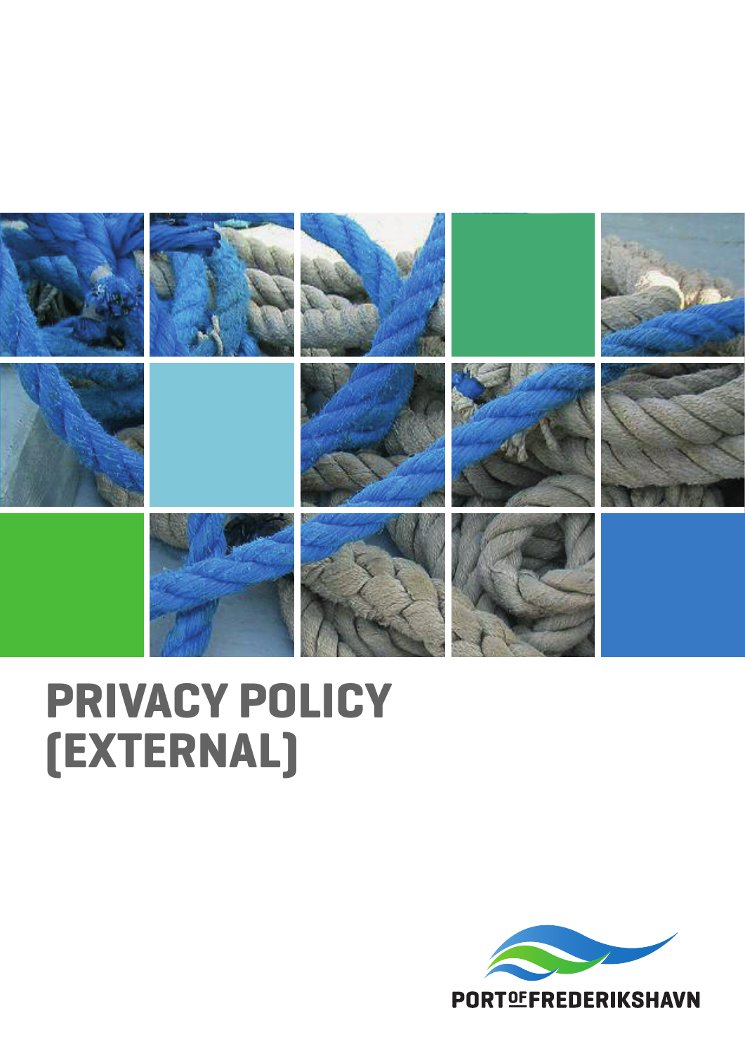# PRIVACY POLICY (EXTERNAL)

PORT OF FREDERIKSHAVN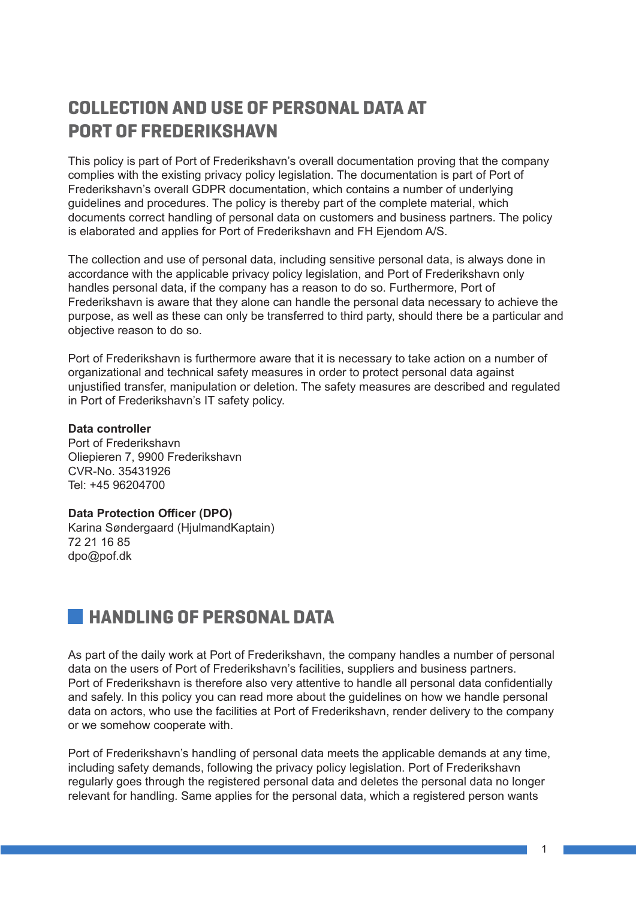# COLLECTION AND USE OF PERSONAL DATA AT PORT OF FREDERIKSHAVN

This policy is part of Port of Frederikshavn's overall documentation proving that the company complies with the existing privacy policy legislation. The documentation is part of Port of Frederikshavn's overall GDPR documentation, which contains a number of underlying guidelines and procedures. The policy is thereby part of the complete material, which documents correct handling of personal data on customers and business partners. The policy is elaborated and applies for Port of Frederikshavn and FH Ejendom A/S.

The collection and use of personal data, including sensitive personal data, is always done in accordance with the applicable privacy policy legislation, and Port of Frederikshavn only handles personal data, if the company has a reason to do so. Furthermore, Port of Frederikshavn is aware that they alone can handle the personal data necessary to achieve the purpose, as well as these can only be transferred to third party, should there be a particular and objective reason to do so.

Port of Frederikshavn is furthermore aware that it is necessary to take action on a number of organizational and technical safety measures in order to protect personal data against unjustified transfer, manipulation or deletion. The safety measures are described and regulated in Port of Frederikshavn's IT safety policy.

**Data controller**
Port of Frederikshavn
Oliepieren 7, 9900 Frederikshavn
CVR-No. 35431926
Tel: +45 96204700

**Data Protection Officer (DPO)**
Karina Søndergaard (HjulmandKaptain)
72 21 16 85
dpo@pof.dk

## HANDLING OF PERSONAL DATA

As part of the daily work at Port of Frederikshavn, the company handles a number of personal data on the users of Port of Frederikshavn's facilities, suppliers and business partners. Port of Frederikshavn is therefore also very attentive to handle all personal data confidentially and safely. In this policy you can read more about the guidelines on how we handle personal data on actors, who use the facilities at Port of Frederikshavn, render delivery to the company or we somehow cooperate with.

Port of Frederikshavn's handling of personal data meets the applicable demands at any time, including safety demands, following the privacy policy legislation. Port of Frederikshavn regularly goes through the registered personal data and deletes the personal data no longer relevant for handling. Same applies for the personal data, which a registered person wants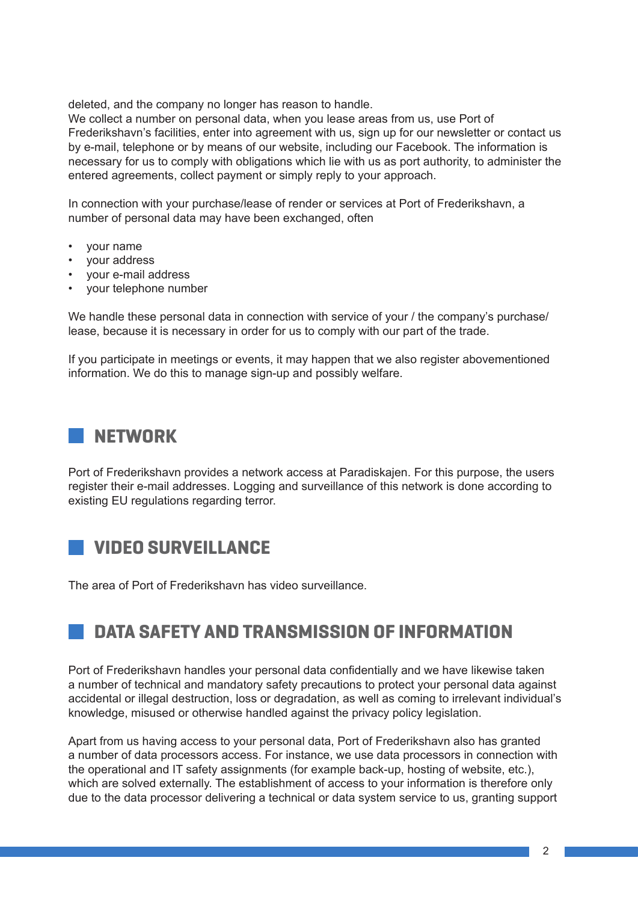deleted, and the company no longer has reason to handle.
We collect a number on personal data, when you lease areas from us, use Port of Frederikshavn's facilities, enter into agreement with us, sign up for our newsletter or contact us by e-mail, telephone or by means of our website, including our Facebook. The information is necessary for us to comply with obligations which lie with us as port authority, to administer the entered agreements, collect payment or simply reply to your approach.

In connection with your purchase/lease of render or services at Port of Frederikshavn, a number of personal data may have been exchanged, often

- your name
- your address
- your e-mail address
- your telephone number

We handle these personal data in connection with service of your / the company's purchase/ lease, because it is necessary in order for us to comply with our part of the trade.

If you participate in meetings or events, it may happen that we also register abovementioned information. We do this to manage sign-up and possibly welfare.

## NETWORK

Port of Frederikshavn provides a network access at Paradiskajen. For this purpose, the users register their e-mail addresses. Logging and surveillance of this network is done according to existing EU regulations regarding terror.

## VIDEO SURVEILLANCE

The area of Port of Frederikshavn has video surveillance.

## DATA SAFETY AND TRANSMISSION OF INFORMATION

Port of Frederikshavn handles your personal data confidentially and we have likewise taken a number of technical and mandatory safety precautions to protect your personal data against accidental or illegal destruction, loss or degradation, as well as coming to irrelevant individual's knowledge, misused or otherwise handled against the privacy policy legislation.

Apart from us having access to your personal data, Port of Frederikshavn also has granted a number of data processors access. For instance, we use data processors in connection with the operational and IT safety assignments (for example back-up, hosting of website, etc.), which are solved externally. The establishment of access to your information is therefore only due to the data processor delivering a technical or data system service to us, granting support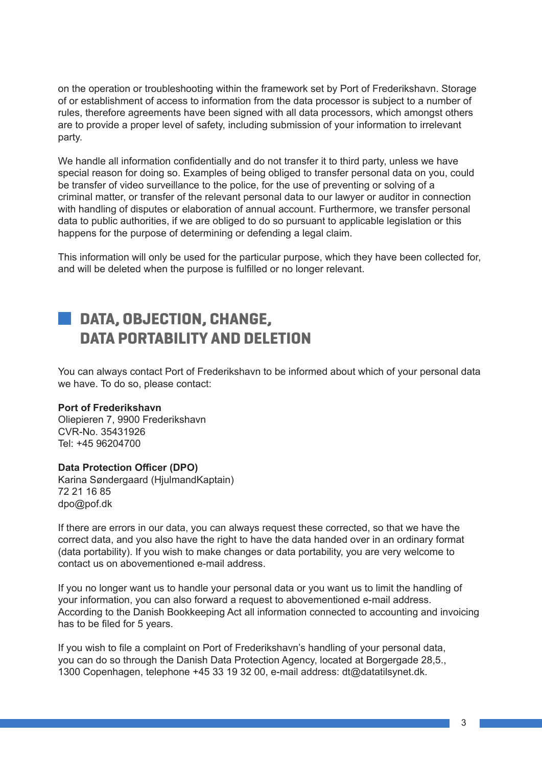on the operation or troubleshooting within the framework set by Port of Frederikshavn. Storage of or establishment of access to information from the data processor is subject to a number of rules, therefore agreements have been signed with all data processors, which amongst others are to provide a proper level of safety, including submission of your information to irrelevant party.

We handle all information confidentially and do not transfer it to third party, unless we have special reason for doing so. Examples of being obliged to transfer personal data on you, could be transfer of video surveillance to the police, for the use of preventing or solving of a criminal matter, or transfer of the relevant personal data to our lawyer or auditor in connection with handling of disputes or elaboration of annual account. Furthermore, we transfer personal data to public authorities, if we are obliged to do so pursuant to applicable legislation or this happens for the purpose of determining or defending a legal claim.

This information will only be used for the particular purpose, which they have been collected for, and will be deleted when the purpose is fulfilled or no longer relevant.

## DATA, OBJECTION, CHANGE, DATA PORTABILITY AND DELETION

You can always contact Port of Frederikshavn to be informed about which of your personal data we have. To do so, please contact:

**Port of Frederikshavn**
Oliepieren 7, 9900 Frederikshavn
CVR-No. 35431926
Tel: +45 96204700

**Data Protection Officer (DPO)**
Karina Søndergaard (HjulmandKaptain)
72 21 16 85
dpo@pof.dk

If there are errors in our data, you can always request these corrected, so that we have the correct data, and you also have the right to have the data handed over in an ordinary format (data portability). If you wish to make changes or data portability, you are very welcome to contact us on abovementioned e-mail address.

If you no longer want us to handle your personal data or you want us to limit the handling of your information, you can also forward a request to abovementioned e-mail address. According to the Danish Bookkeeping Act all information connected to accounting and invoicing has to be filed for 5 years.

If you wish to file a complaint on Port of Frederikshavn's handling of your personal data, you can do so through the Danish Data Protection Agency, located at Borgergade 28,5., 1300 Copenhagen, telephone +45 33 19 32 00, e-mail address: dt@datatilsynet.dk.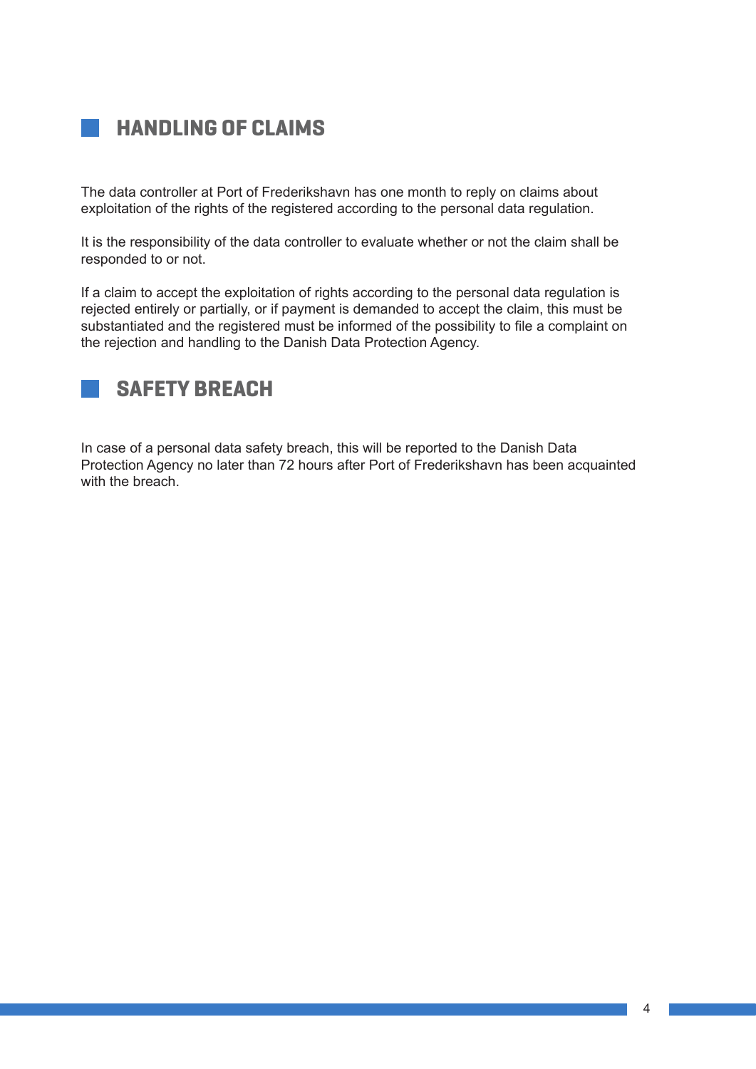## HANDLING OF CLAIMS

The data controller at Port of Frederikshavn has one month to reply on claims about exploitation of the rights of the registered according to the personal data regulation.

It is the responsibility of the data controller to evaluate whether or not the claim shall be responded to or not.

If a claim to accept the exploitation of rights according to the personal data regulation is rejected entirely or partially, or if payment is demanded to accept the claim, this must be substantiated and the registered must be informed of the possibility to file a complaint on the rejection and handling to the Danish Data Protection Agency.

## SAFETY BREACH

In case of a personal data safety breach, this will be reported to the Danish Data Protection Agency no later than 72 hours after Port of Frederikshavn has been acquainted with the breach.